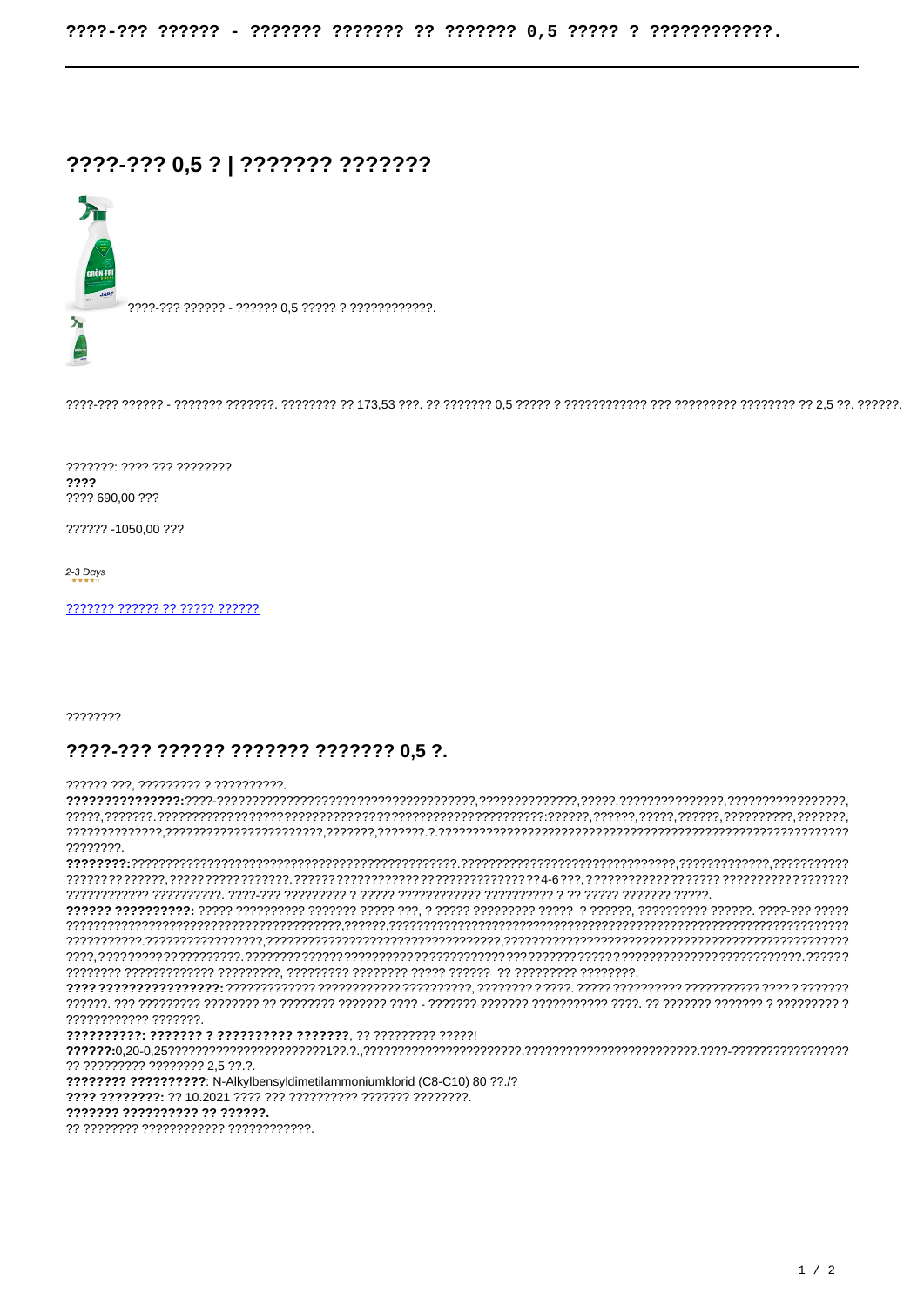# ????-??? 0,5 ? | ??????? ???????

????-??? ?????? - ?????? 0,5 ????? ? ????????????.

????-??? ?????? - ??????? ???????. ???????? ?? 173,53 ???. ?? ??????? 0,5 ????? ? ???????????? ??? ????????? ???????? ?? 2,5 ??. ??????.

???????: ???? ??? ????????
**????**
???? 690,00 ???

?????? -1050,00 ???

2-3 Days

??????? ?????? ?? ????? ??????

????????

## ????-??? ?????? ??????? ??????? 0,5 ?.

?????? ???, ????????? ? ??????????.

**??????????????:**????-????????????????????????????????????,??????????????,?????,???????????????,?????????????????,?????,???????.??????????????????????????????????????????????????????:??????,??????,?????,??????,??????????,???????,??????????????,??????????????????????,???????,???????.?.?????????????????????????????????????????????????????????????????????????.

**????????:**?????????????????????????????????????????????????.??????????????????????????????,?????????????,??????????????????????,????????????????.??????????????????????????????????4-6???,???????????????????? ??????????????????????????????? ??????????. ????-??? ????????? ? ????? ??????????? ?????????? ? ?? ????? ??????? ?????.

**?????? ??????????:** ????? ?????????? ??????? ????? ???, ? ????? ????????? ?????  ? ??????, ?????????? ??????. ????-??? ??????????????????????????????????????????,??????,??????????????????????????????????????????????????????????????????????.?????????????????,??????????????????????????????????,?????????????????????????????????????????????????????,????????????????????.?????????????????????????????????????????????????????????????????????????????????????.?????? ???????? ????????????? ?????????, ????????? ???????? ????? ??????  ?? ????????? ????????.

**???? ????????????????:** ???????????? ??????????? ??????????, ???????? ? ????. ????? ?????????? ??????????? ???? ? ??????? ??????. ??? ????????? ???????? ?? ???????? ??????? ???? - ??????? ??????? ??????????? ????. ?? ??????? ??????? ? ????????? ? ???????????? ???????.

**??????????: ??????? ? ?????????? ???????**, ?? ????????? ?????!

**??????:**0,20-0,25???????????????????????1??.?.,??????????????????????,??????????????????????????.????-????????????????? ?? ????????? ???????? 2,5 ??.?.

**???????? ??????????**: N-Alkylbensyldimetilammoniumklorid (C8-C10) 80 ??./?

**???? ????????:** ?? 10.2021 ???? ??? ?????????? ??????? ????????.

**??????? ?????????? ?? ??????.**

?? ???????? ???????????? ????????????.